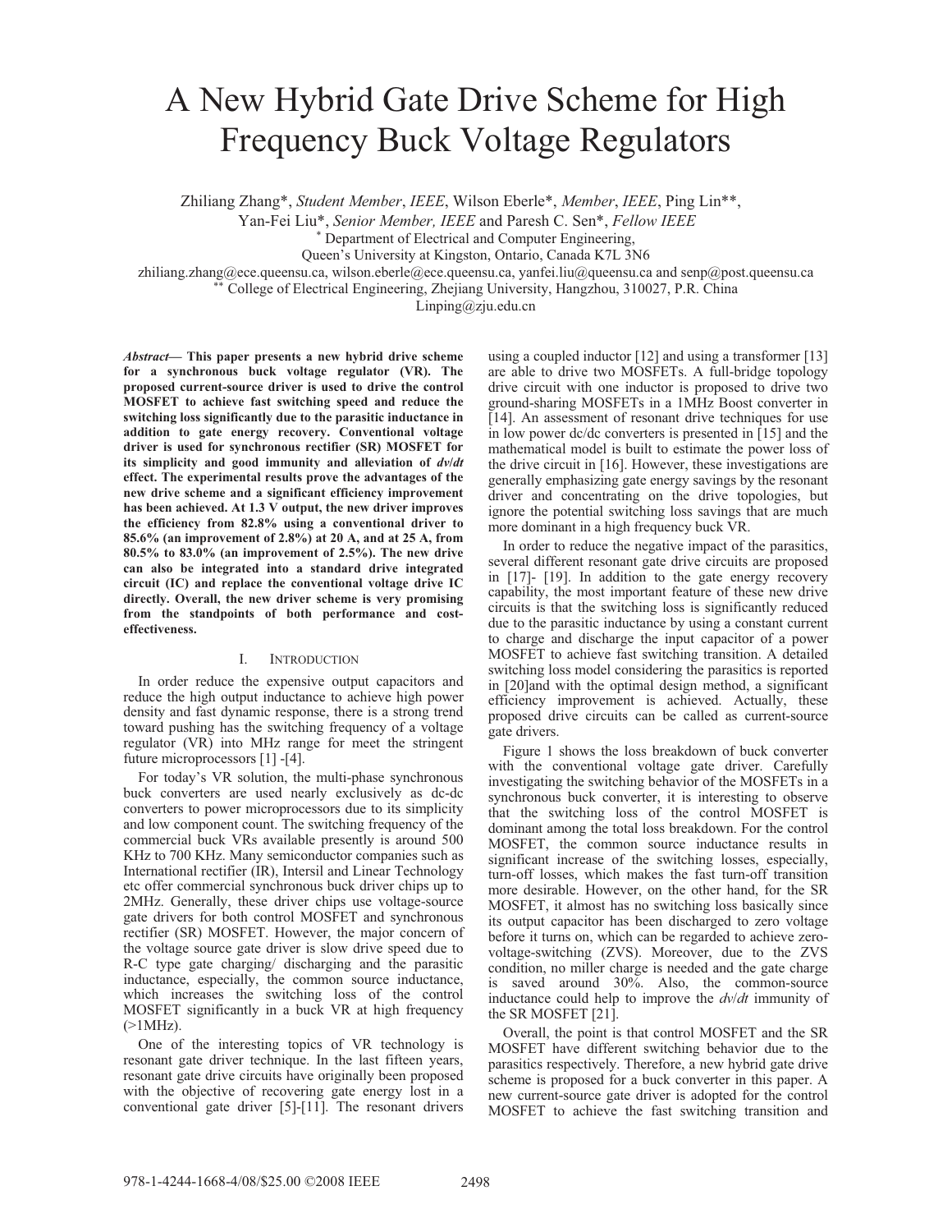# A New Hybrid Gate Drive Scheme for High Frequency Buck Voltage Regulators

Zhiliang Zhang*, *Student Member*, *IEEE*, Wilson Eberle*, *Member*, *IEEE*, Ping Lin**, Yan-Fei Liu*, *Senior Member, IEEE* and Paresh C. Sen*, *Fellow IEEE*

\* Department of Electrical and Computer Engineering, Queen's University at Kingston, Ontario, Canada K7L 3N6

zhiliang.zhang@ece.queensu.ca, wilson.eberle@ece.queensu.ca, yanfei.liu@queensu.ca and senp@post.queensu.ca

\*\* College of Electrical Engineering, Zhejiang University, Hangzhou, 310027, P.R. China

Linping@zju.edu.cn

***Abstract*— This paper presents a new hybrid drive scheme for a synchronous buck voltage regulator (VR). The proposed current-source driver is used to drive the control MOSFET to achieve fast switching speed and reduce the switching loss significantly due to the parasitic inductance in addition to gate energy recovery. Conventional voltage driver is used for synchronous rectifier (SR) MOSFET for its simplicity and good immunity and alleviation of *dv*/*dt* effect. The experimental results prove the advantages of the new drive scheme and a significant efficiency improvement has been achieved. At 1.3 V output, the new driver improves the efficiency from 82.8% using a conventional driver to 85.6% (an improvement of 2.8%) at 20 A, and at 25 A, from 80.5% to 83.0% (an improvement of 2.5%). The new drive can also be integrated into a standard drive integrated circuit (IC) and replace the conventional voltage drive IC directly. Overall, the new driver scheme is very promising from the standpoints of both performance and cost-effectiveness.**

## I. Introduction

In order reduce the expensive output capacitors and reduce the high output inductance to achieve high power density and fast dynamic response, there is a strong trend toward pushing has the switching frequency of a voltage regulator (VR) into MHz range for meet the stringent future microprocessors [1] -[4].

For today's VR solution, the multi-phase synchronous buck converters are used nearly exclusively as dc-dc converters to power microprocessors due to its simplicity and low component count. The switching frequency of the commercial buck VRs available presently is around 500 KHz to 700 KHz. Many semiconductor companies such as International rectifier (IR), Intersil and Linear Technology etc offer commercial synchronous buck driver chips up to 2MHz. Generally, these driver chips use voltage-source gate drivers for both control MOSFET and synchronous rectifier (SR) MOSFET. However, the major concern of the voltage source gate driver is slow drive speed due to R-C type gate charging/ discharging and the parasitic inductance, especially, the common source inductance, which increases the switching loss of the control MOSFET significantly in a buck VR at high frequency (>1MHz).

One of the interesting topics of VR technology is resonant gate driver technique. In the last fifteen years, resonant gate drive circuits have originally been proposed with the objective of recovering gate energy lost in a conventional gate driver [5]-[11]. The resonant drivers using a coupled inductor [12] and using a transformer [13] are able to drive two MOSFETs. A full-bridge topology drive circuit with one inductor is proposed to drive two ground-sharing MOSFETs in a 1MHz Boost converter in [14]. An assessment of resonant drive techniques for use in low power dc/dc converters is presented in [15] and the mathematical model is built to estimate the power loss of the drive circuit in [16]. However, these investigations are generally emphasizing gate energy savings by the resonant driver and concentrating on the drive topologies, but ignore the potential switching loss savings that are much more dominant in a high frequency buck VR.

In order to reduce the negative impact of the parasitics, several different resonant gate drive circuits are proposed in [17]- [19]. In addition to the gate energy recovery capability, the most important feature of these new drive circuits is that the switching loss is significantly reduced due to the parasitic inductance by using a constant current to charge and discharge the input capacitor of a power MOSFET to achieve fast switching transition. A detailed switching loss model considering the parasitics is reported in [20]and with the optimal design method, a significant efficiency improvement is achieved. Actually, these proposed drive circuits can be called as current-source gate drivers.

Figure 1 shows the loss breakdown of buck converter with the conventional voltage gate driver. Carefully investigating the switching behavior of the MOSFETs in a synchronous buck converter, it is interesting to observe that the switching loss of the control MOSFET is dominant among the total loss breakdown. For the control MOSFET, the common source inductance results in significant increase of the switching losses, especially, turn-off losses, which makes the fast turn-off transition more desirable. However, on the other hand, for the SR MOSFET, it almost has no switching loss basically since its output capacitor has been discharged to zero voltage before it turns on, which can be regarded to achieve zero-voltage-switching (ZVS). Moreover, due to the ZVS condition, no miller charge is needed and the gate charge is saved around 30%. Also, the common-source inductance could help to improve the *dv*/*dt* immunity of the SR MOSFET [21].

Overall, the point is that control MOSFET and the SR MOSFET have different switching behavior due to the parasitics respectively. Therefore, a new hybrid gate drive scheme is proposed for a buck converter in this paper. A new current-source gate driver is adopted for the control MOSFET to achieve the fast switching transition and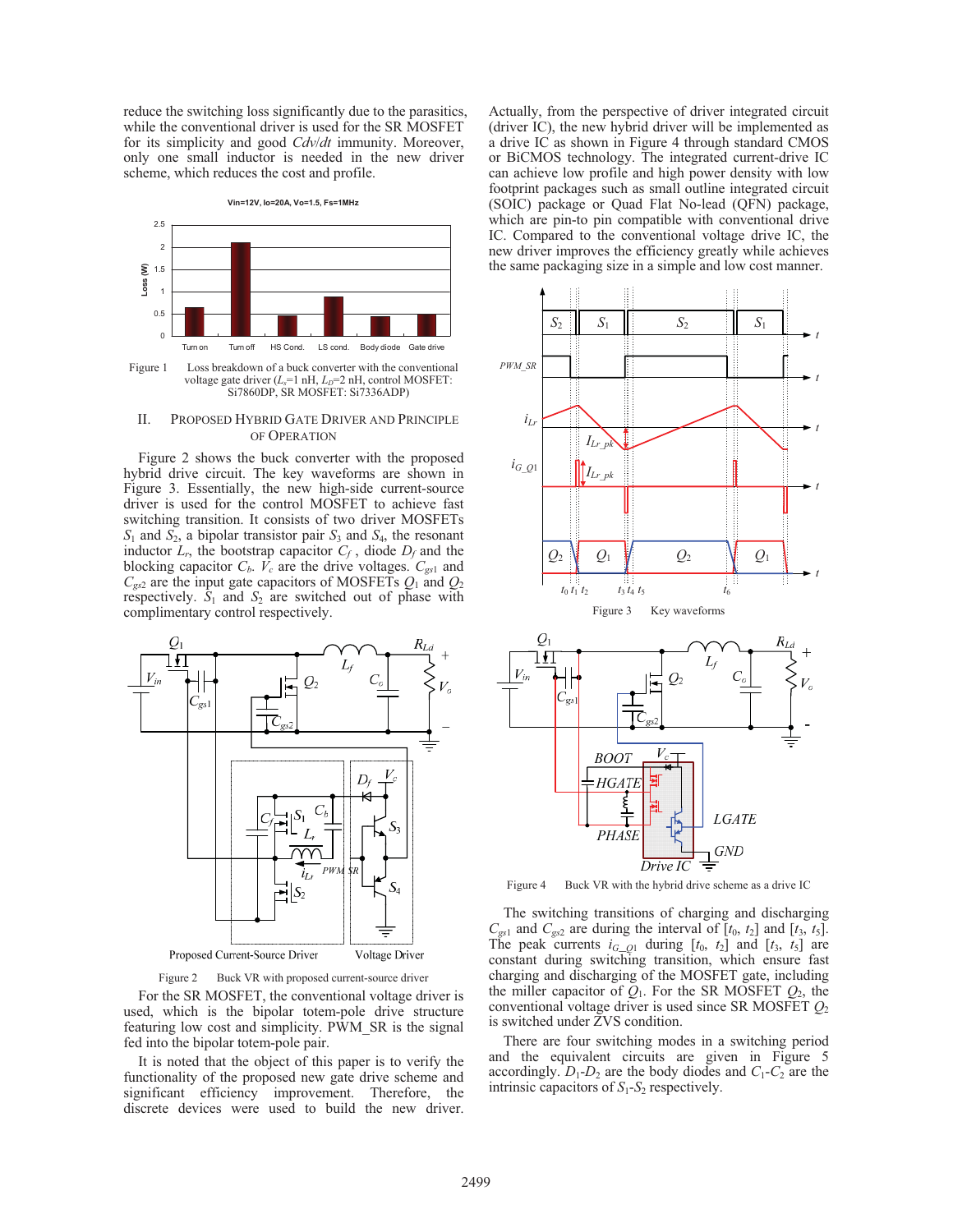reduce the switching loss significantly due to the parasitics, while the conventional driver is used for the SR MOSFET for its simplicity and good $Cdv/dt$ immunity. Moreover, only one small inductor is needed in the new driver scheme, which reduces the cost and profile.

Figure 1 Loss breakdown of a buck converter with the conventional voltage gate driver ($L_s$=1 nH, $L_D$=2 nH, control MOSFET: Si7860DP, SR MOSFET: Si7336ADP)

## II. PROPOSED HYBRID GATE DRIVER AND PRINCIPLE OF OPERATION

Figure 2 shows the buck converter with the proposed hybrid drive circuit. The key waveforms are shown in Figure 3. Essentially, the new high-side current-source driver is used for the control MOSFET to achieve fast switching transition. It consists of two driver MOSFETs $S_1$ and $S_2$, a bipolar transistor pair $S_3$ and $S_4$, the resonant inductor $L_r$, the bootstrap capacitor $C_f$, diode $D_f$ and the blocking capacitor $C_b$. $V_c$ are the drive voltages. $C_{gs1}$ and $C_{gs2}$ are the input gate capacitors of MOSFETs $Q_1$ and $Q_2$ respectively. $S_1$ and $S_2$ are switched out of phase with complimentary control respectively.

Figure 2 Buck VR with proposed current-source driver

For the SR MOSFET, the conventional voltage driver is used, which is the bipolar totem-pole drive structure featuring low cost and simplicity. PWM_SR is the signal fed into the bipolar totem-pole pair.

It is noted that the object of this paper is to verify the functionality of the proposed new gate drive scheme and significant efficiency improvement. Therefore, the discrete devices were used to build the new driver. Actually, from the perspective of driver integrated circuit (driver IC), the new hybrid driver will be implemented as a drive IC as shown in Figure 4 through standard CMOS or BiCMOS technology. The integrated current-drive IC can achieve low profile and high power density with low footprint packages such as small outline integrated circuit (SOIC) package or Quad Flat No-lead (QFN) package, which are pin-to pin compatible with conventional drive IC. Compared to the conventional voltage drive IC, the new driver improves the efficiency greatly while achieves the same packaging size in a simple and low cost manner.

Figure 3 Key waveforms

Figure 4 Buck VR with the hybrid drive scheme as a drive IC

The switching transitions of charging and discharging $C_{gs1}$ and $C_{gs2}$ are during the interval of [$t_0$, $t_2$] and [$t_3$, $t_5$]. The peak currents $i_{G\_Q1}$ during [$t_0$, $t_2$] and [$t_3$, $t_5$] are constant during switching transition, which ensure fast charging and discharging of the MOSFET gate, including the miller capacitor of $Q_1$. For the SR MOSFET $Q_2$, the conventional voltage driver is used since SR MOSFET $Q_2$ is switched under ZVS condition.

There are four switching modes in a switching period and the equivalent circuits are given in Figure 5 accordingly. $D_1$-$D_2$ are the body diodes and $C_1$-$C_2$ are the intrinsic capacitors of $S_1$-$S_2$ respectively.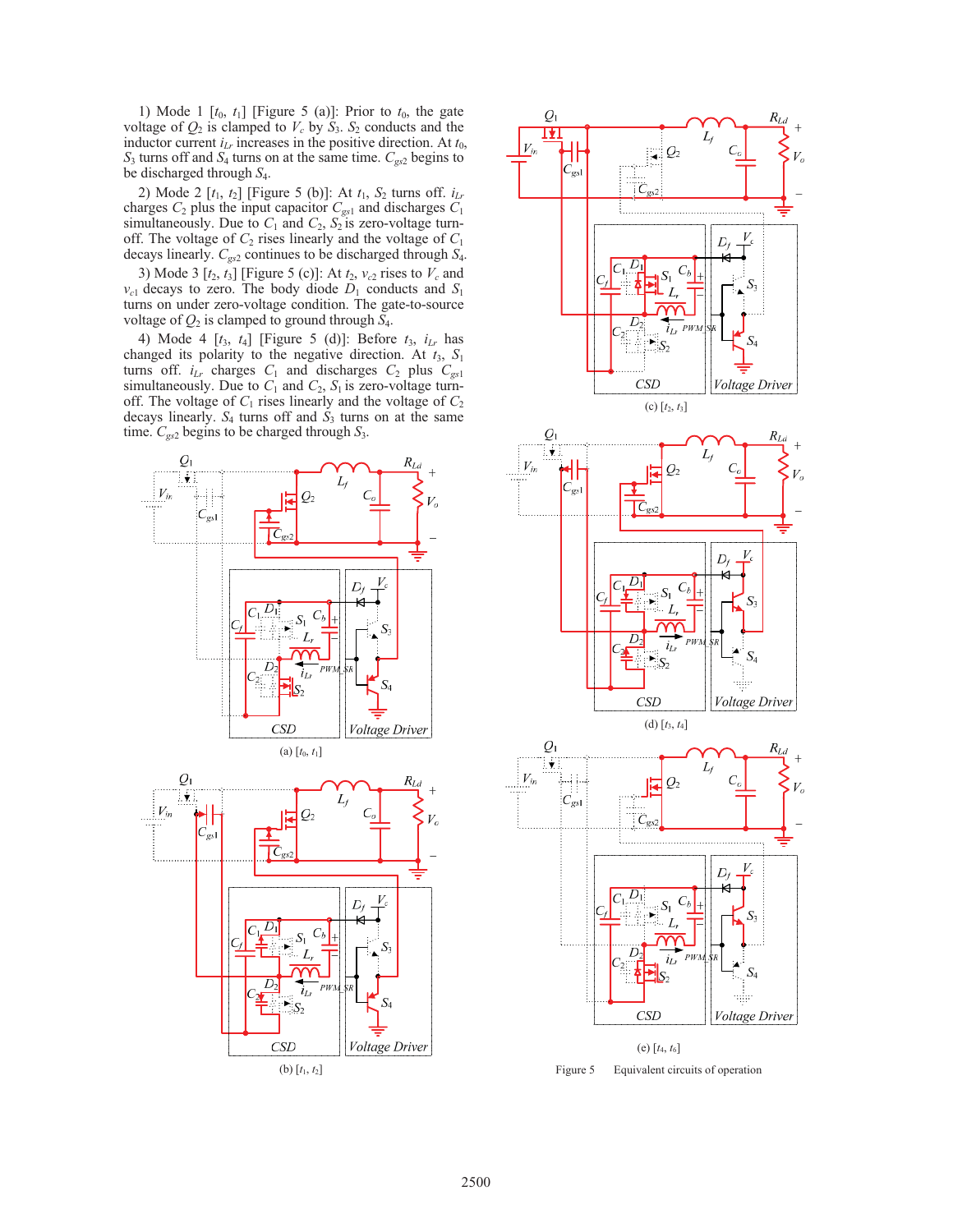1) Mode 1 [$t_0$, $t_1$] [Figure 5 (a)]: Prior to $t_0$, the gate voltage of $Q_2$ is clamped to $V_c$ by $S_3$. $S_2$ conducts and the inductor current $i_{Lr}$ increases in the positive direction. At $t_0$, $S_3$ turns off and $S_4$ turns on at the same time. $C_{gs2}$ begins to be discharged through $S_4$.

2) Mode 2 [$t_1$, $t_2$] [Figure 5 (b)]: At $t_1$, $S_2$ turns off. $i_{Lr}$ charges $C_2$ plus the input capacitor $C_{gs1}$ and discharges $C_1$ simultaneously. Due to $C_1$ and $C_2$, $S_2$ is zero-voltage turn-off. The voltage of $C_2$ rises linearly and the voltage of $C_1$ decays linearly. $C_{gs2}$ continues to be discharged through $S_4$.

3) Mode 3 [$t_2$, $t_3$] [Figure 5 (c)]: At $t_2$, $v_{c2}$ rises to $V_c$ and $v_{c1}$ decays to zero. The body diode $D_1$ conducts and $S_1$ turns on under zero-voltage condition. The gate-to-source voltage of $Q_2$ is clamped to ground through $S_4$.

4) Mode 4 [$t_3$, $t_4$] [Figure 5 (d)]: Before $t_3$, $i_{Lr}$ has changed its polarity to the negative direction. At $t_3$, $S_1$ turns off. $i_{Lr}$ charges $C_1$ and discharges $C_2$ plus $C_{gs1}$ simultaneously. Due to $C_1$ and $C_2$, $S_1$ is zero-voltage turn-off. The voltage of $C_1$ rises linearly and the voltage of $C_2$ decays linearly. $S_4$ turns off and $S_3$ turns on at the same time. $C_{gs2}$ begins to be charged through $S_3$.

(a) [$t_0$, $t_1$]

(b) [$t_1$, $t_2$]

(c) [$t_2$, $t_3$]

(d) [$t_3$, $t_4$]

(e) [$t_4$, $t_5$]

Figure 5 Equivalent circuits of operation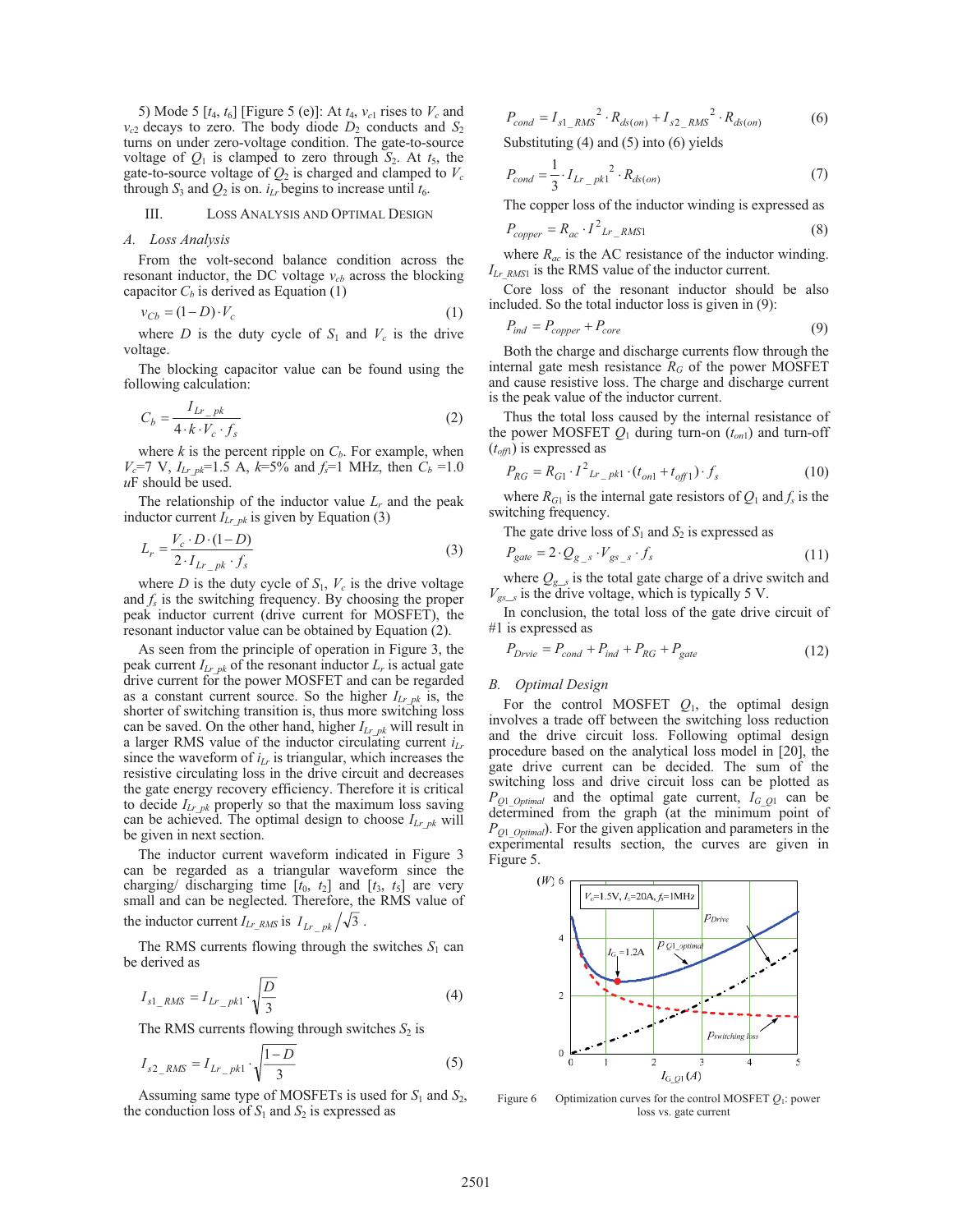5) Mode 5 [$t_4$, $t_6$] [Figure 5 (e)]: At $t_4$, $v_{c1}$ rises to $V_c$ and $v_{c2}$ decays to zero. The body diode $D_2$ conducts and $S_2$ turns on under zero-voltage condition. The gate-to-source voltage of $Q_1$ is clamped to zero through $S_2$. At $t_5$, the gate-to-source voltage of $Q_2$ is charged and clamped to $V_c$ through $S_3$ and $Q_2$ is on. $i_{Lr}$ begins to increase until $t_6$.

## III. Loss Analysis and Optimal Design

### A. Loss Analysis

From the volt-second balance condition across the resonant inductor, the DC voltage $v_{cb}$ across the blocking capacitor $C_b$ is derived as Equation (1)

$$v_{Cb} = (1-D)\cdot V_c \tag{1}$$

where $D$ is the duty cycle of $S_1$ and $V_c$ is the drive voltage.

The blocking capacitor value can be found using the following calculation:

$$C_b = \frac{I_{Lr\_pk}}{4\cdot k\cdot V_c\cdot f_s} \tag{2}$$

where $k$ is the percent ripple on $C_b$. For example, when $V_c$=7 V, $I_{Lr\_pk}$=1.5 A, $k$=5% and $f_s$=1 MHz, then $C_b$ =1.0 $u$F should be used.

The relationship of the inductor value $L_r$ and the peak inductor current $I_{Lr\_pk}$ is given by Equation (3)

$$L_r = \frac{V_c\cdot D\cdot(1-D)}{2\cdot I_{Lr\_pk}\cdot f_s} \tag{3}$$

where $D$ is the duty cycle of $S_1$, $V_c$ is the drive voltage and $f_s$ is the switching frequency. By choosing the proper peak inductor current (drive current for MOSFET), the resonant inductor value can be obtained by Equation (2).

As seen from the principle of operation in Figure 3, the peak current $I_{Lr\_pk}$ of the resonant inductor $L_r$ is actual gate drive current for the power MOSFET and can be regarded as a constant current source. So the higher $I_{Lr\_pk}$ is, the shorter of switching transition is, thus more switching loss can be saved. On the other hand, higher $I_{Lr\_pk}$ will result in a larger RMS value of the inductor circulating current $i_{Lr}$ since the waveform of $i_{Lr}$ is triangular, which increases the resistive circulating loss in the drive circuit and decreases the gate energy recovery efficiency. Therefore it is critical to decide $I_{Lr\_pk}$ properly so that the maximum loss saving can be achieved. The optimal design to choose $I_{Lr\_pk}$ will be given in next section.

The inductor current waveform indicated in Figure 3 can be regarded as a triangular waveform since the charging/ discharging time [$t_0$, $t_2$] and [$t_3$, $t_5$] are very small and can be neglected. Therefore, the RMS value of the inductor current $I_{Lr\_RMS}$ is $I_{Lr\_pk}/\sqrt{3}$ .

The RMS currents flowing through the switches $S_1$ can be derived as

$$I_{s1\_RMS} = I_{Lr\_pk1}\cdot\sqrt{\frac{D}{3}} \tag{4}$$

The RMS currents flowing through switches $S_2$ is

$$I_{s2\_RMS} = I_{Lr\_pk1}\cdot\sqrt{\frac{1-D}{3}} \tag{5}$$

Assuming same type of MOSFETs is used for $S_1$ and $S_2$, the conduction loss of $S_1$ and $S_2$ is expressed as

$$P_{cond} = I_{s1\_RMS}{}^2\cdot R_{ds(on)} + I_{s2\_RMS}{}^2\cdot R_{ds(on)} \tag{6}$$

Substituting (4) and (5) into (6) yields

$$P_{cond} = \frac{1}{3}\cdot I_{Lr\_pk1}{}^2\cdot R_{ds(on)} \tag{7}$$

The copper loss of the inductor winding is expressed as

$$P_{copper} = R_{ac}\cdot I^2{}_{Lr\_RMS1} \tag{8}$$

where $R_{ac}$ is the AC resistance of the inductor winding. $I_{Lr\_RMS1}$ is the RMS value of the inductor current.

Core loss of the resonant inductor should be also included. So the total inductor loss is given in (9):

$$P_{ind} = P_{copper} + P_{core} \tag{9}$$

Both the charge and discharge currents flow through the internal gate mesh resistance $R_G$ of the power MOSFET and cause resistive loss. The charge and discharge current is the peak value of the inductor current.

Thus the total loss caused by the internal resistance of the power MOSFET $Q_1$ during turn-on ($t_{on1}$) and turn-off ($t_{off1}$) is expressed as

$$P_{RG} = R_{G1}\cdot I^2{}_{Lr\_pk1}\cdot(t_{on1}+t_{off1})\cdot f_s \tag{10}$$

where $R_{G1}$ is the internal gate resistors of $Q_1$ and $f_s$ is the switching frequency.

The gate drive loss of $S_1$ and $S_2$ is expressed as

$$P_{gate} = 2\cdot Q_{g\_s}\cdot V_{gs\_s}\cdot f_s \tag{11}$$

where $Q_{g\_s}$ is the total gate charge of a drive switch and $V_{gs\_s}$ is the drive voltage, which is typically 5 V.

In conclusion, the total loss of the gate drive circuit of #1 is expressed as

$$P_{Drvie} = P_{cond} + P_{ind} + P_{RG} + P_{gate} \tag{12}$$

### B. Optimal Design

For the control MOSFET $Q_1$, the optimal design involves a trade off between the switching loss reduction and the drive circuit loss. Following optimal design procedure based on the analytical loss model in [20], the gate drive current can be decided. The sum of the switching loss and drive circuit loss can be plotted as $P_{Q1\_Optimal}$ and the optimal gate current, $I_{G\_Q1}$ can be determined from the graph (at the minimum point of $P_{Q1\_Optimal}$). For the given application and parameters in the experimental results section, the curves are given in Figure 5.

Figure 6 Optimization curves for the control MOSFET $Q_1$: power loss vs. gate current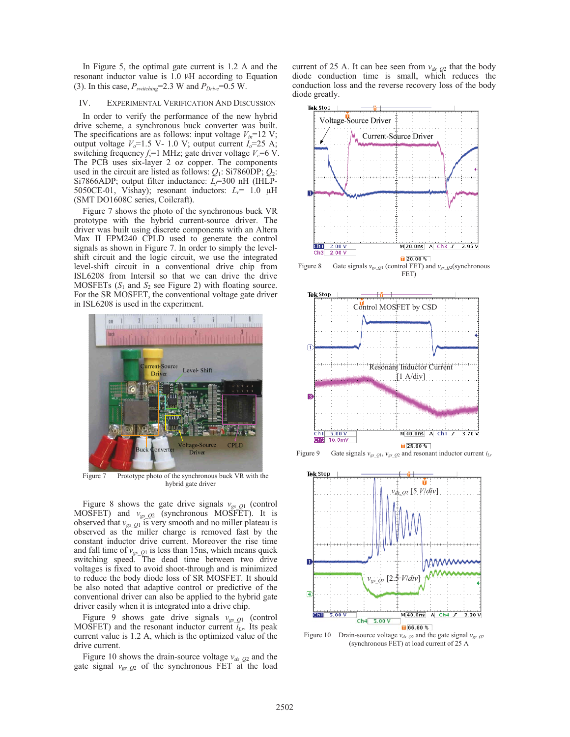In Figure 5, the optimal gate current is 1.2 A and the resonant inductor value is 1.0 µH according to Equation (3). In this case, $P_{switching}$=2.3 W and $P_{Drive}$=0.5 W.

## IV. Experimental Verification and Discussion

In order to verify the performance of the new hybrid drive scheme, a synchronous buck converter was built. The specifications are as follows: input voltage $V_{in}$=12 V; output voltage $V_o$=1.5 V- 1.0 V; output current $I_o$=25 A; switching frequency $f_s$=1 MHz; gate driver voltage $V_c$=6 V. The PCB uses six-layer 2 oz copper. The components used in the circuit are listed as follows: $Q_1$: Si7860DP; $Q_2$: Si7866ADP; output filter inductance: $L_f$=300 nH (IHLP-5050CE-01, Vishay); resonant inductors: $L_r$= 1.0 µH (SMT DO1608C series, Coilcraft).

Figure 7 shows the photo of the synchronous buck VR prototype with the hybrid current-source driver. The driver was built using discrete components with an Altera Max II EPM240 CPLD used to generate the control signals as shown in Figure 7. In order to simply the level-shift circuit and the logic circuit, we use the integrated level-shift circuit in a conventional drive chip from ISL6208 from Intersil so that we can drive the drive MOSFETs ($S_1$ and $S_2$ see Figure 2) with floating source. For the SR MOSFET, the conventional voltage gate driver in ISL6208 is used in the experiment.

Figure 7 Prototype photo of the synchronous buck VR with the hybrid gate driver

Figure 8 shows the gate drive signals $v_{gs\_Q1}$ (control MOSFET) and $v_{gs\_Q2}$ (synchronous MOSFET). It is observed that $v_{gs\_Q1}$ is very smooth and no miller plateau is observed as the miller charge is removed fast by the constant inductor drive current. Moreover the rise time and fall time of $v_{gs\_Q1}$ is less than 15ns, which means quick switching speed. The dead time between two drive voltages is fixed to avoid shoot-through and is minimized to reduce the body diode loss of SR MOSFET. It should be also noted that adaptive control or predictive of the conventional driver can also be applied to the hybrid gate driver easily when it is integrated into a drive chip.

Figure 9 shows gate drive signals $v_{gs\_Q1}$ (control MOSFET) and the resonant inductor current $i_{Lr}$. Its peak current value is 1.2 A, which is the optimized value of the drive current.

Figure 10 shows the drain-source voltage $v_{ds\_Q2}$ and the gate signal $v_{gs\_Q2}$ of the synchronous FET at the load current of 25 A. It can bee seen from $v_{ds\_Q2}$ that the body diode conduction time is small, which reduces the conduction loss and the reverse recovery loss of the body diode greatly.

Figure 8 Gate signals $v_{gs\_Q1}$ (control FET) and $v_{gs\_Q2}$(synchronous FET)

Figure 9 Gate signals $v_{gs\_Q1}$, $v_{gs\_Q2}$ and resonant inductor current $i_{Lr}$

Figure 10 Drain-source voltage $v_{ds\_Q2}$ and the gate signal $v_{gs\_Q2}$ (synchronous FET) at load current of 25 A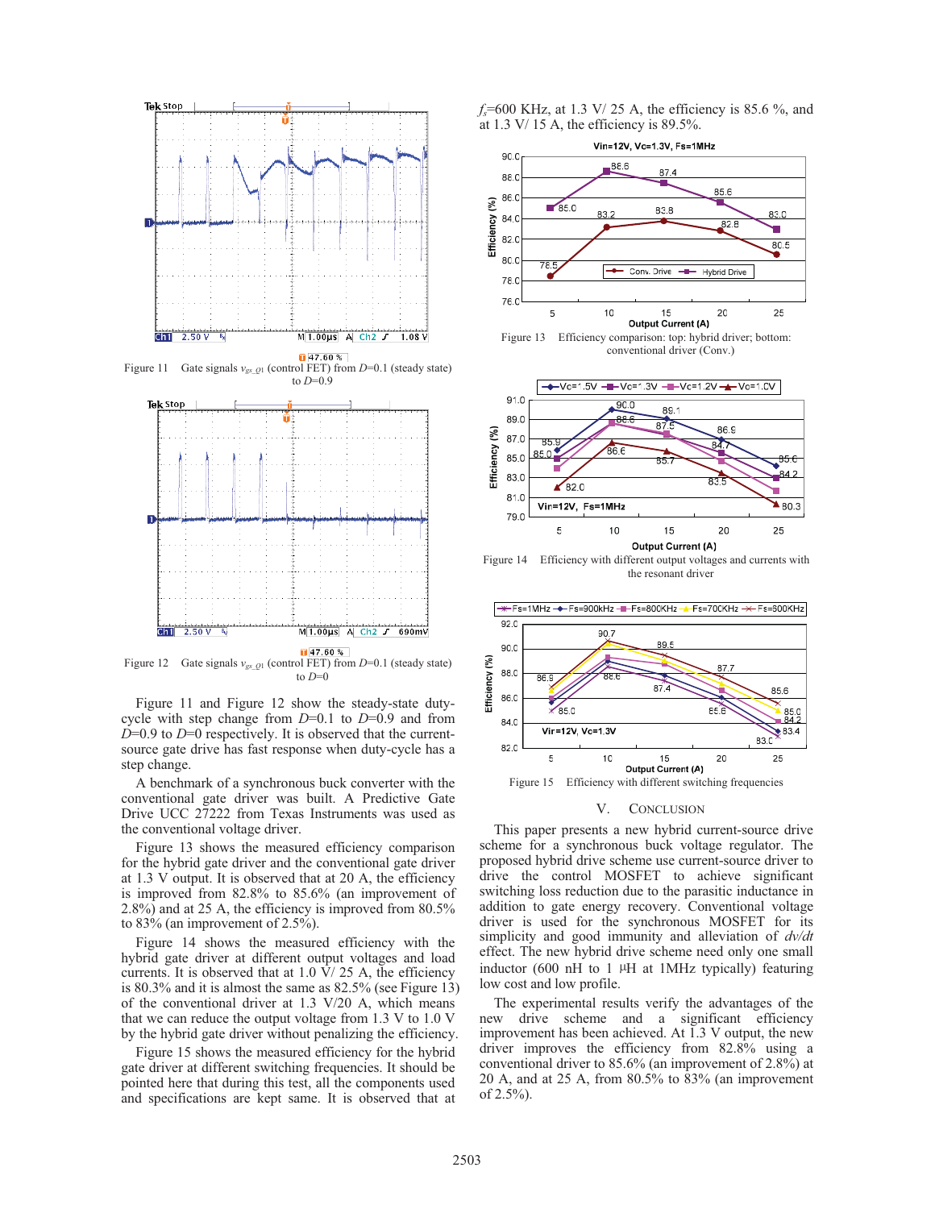Figure 11 Gate signals $v_{gs\_Q1}$ (control FET) from $D$=0.1 (steady state) to $D$=0.9

Figure 12 Gate signals $v_{gs\_Q1}$ (control FET) from $D$=0.1 (steady state) to $D$=0

Figure 11 and Figure 12 show the steady-state duty-cycle with step change from $D$=0.1 to $D$=0.9 and from $D$=0.9 to $D$=0 respectively. It is observed that the current-source gate drive has fast response when duty-cycle has a step change.

A benchmark of a synchronous buck converter with the conventional gate driver was built. A Predictive Gate Drive UCC 27222 from Texas Instruments was used as the conventional voltage driver.

Figure 13 shows the measured efficiency comparison for the hybrid gate driver and the conventional gate driver at 1.3 V output. It is observed that at 20 A, the efficiency is improved from 82.8% to 85.6% (an improvement of 2.8%) and at 25 A, the efficiency is improved from 80.5% to 83% (an improvement of 2.5%).

Figure 14 shows the measured efficiency with the hybrid gate driver at different output voltages and load currents. It is observed that at 1.0 V/ 25 A, the efficiency is 80.3% and it is almost the same as 82.5% (see Figure 13) of the conventional driver at 1.3 V/20 A, which means that we can reduce the output voltage from 1.3 V to 1.0 V by the hybrid gate driver without penalizing the efficiency.

Figure 15 shows the measured efficiency for the hybrid gate driver at different switching frequencies. It should be pointed here that during this test, all the components used and specifications are kept same. It is observed that at $f_s$=600 KHz, at 1.3 V/ 25 A, the efficiency is 85.6 %, and at 1.3 V/ 15 A, the efficiency is 89.5%.

Figure 13 Efficiency comparison: top: hybrid driver; bottom: conventional driver (Conv.)

Figure 14 Efficiency with different output voltages and currents with the resonant driver

Figure 15 Efficiency with different switching frequencies

## V. CONCLUSION

This paper presents a new hybrid current-source drive scheme for a synchronous buck voltage regulator. The proposed hybrid drive scheme use current-source driver to drive the control MOSFET to achieve significant switching loss reduction due to the parasitic inductance in addition to gate energy recovery. Conventional voltage driver is used for the synchronous MOSFET for its simplicity and good immunity and alleviation of $dv/dt$ effect. The new hybrid drive scheme need only one small inductor (600 nH to 1 μH at 1MHz typically) featuring low cost and low profile.

The experimental results verify the advantages of the new drive scheme and a significant efficiency improvement has been achieved. At 1.3 V output, the new driver improves the efficiency from 82.8% using a conventional driver to 85.6% (an improvement of 2.8%) at 20 A, and at 25 A, from 80.5% to 83% (an improvement of 2.5%).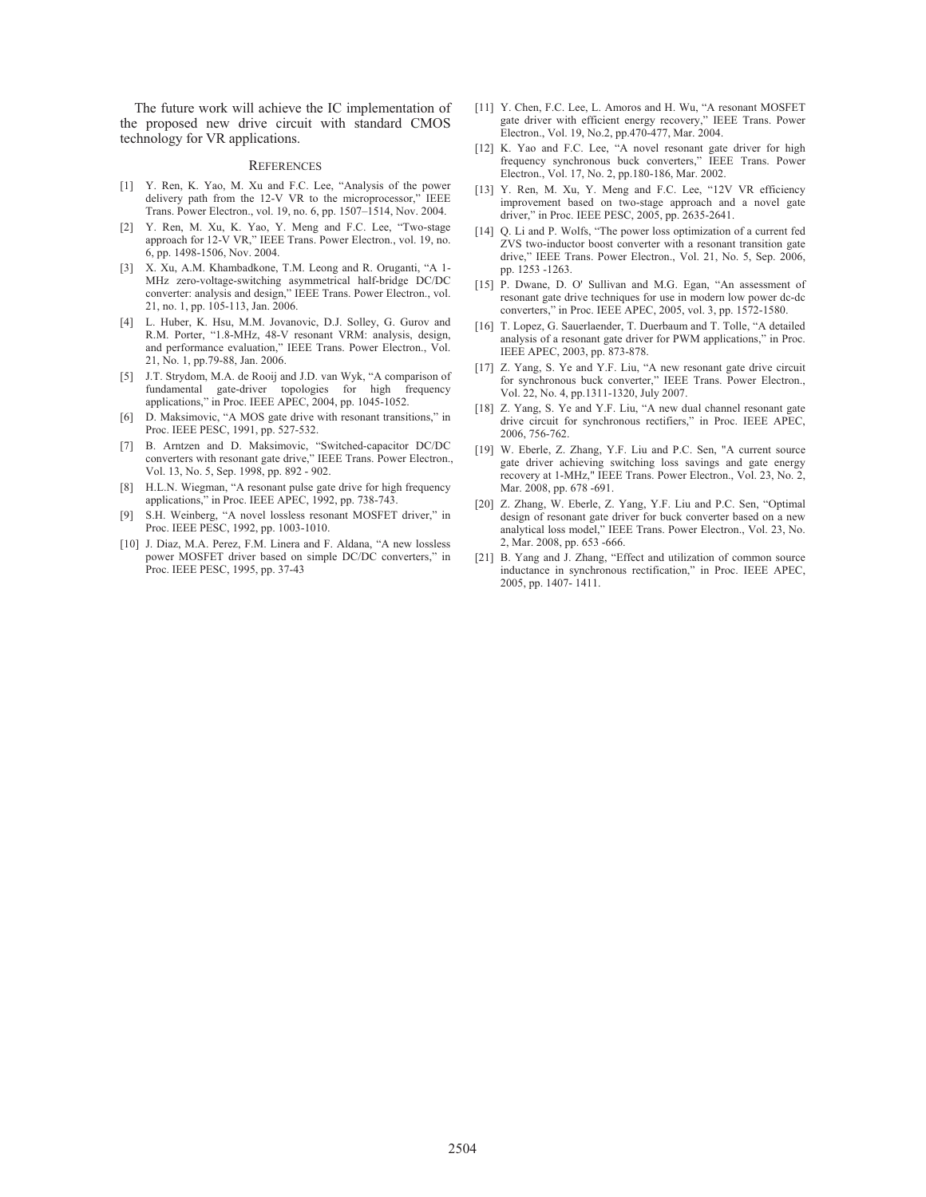The future work will achieve the IC implementation of the proposed new drive circuit with standard CMOS technology for VR applications.

## References

[1] Y. Ren, K. Yao, M. Xu and F.C. Lee, "Analysis of the power delivery path from the 12-V VR to the microprocessor," IEEE Trans. Power Electron., vol. 19, no. 6, pp. 1507–1514, Nov. 2004.

[2] Y. Ren, M. Xu, K. Yao, Y. Meng and F.C. Lee, "Two-stage approach for 12-V VR," IEEE Trans. Power Electron., vol. 19, no. 6, pp. 1498-1506, Nov. 2004.

[3] X. Xu, A.M. Khambadkone, T.M. Leong and R. Oruganti, "A 1-MHz zero-voltage-switching asymmetrical half-bridge DC/DC converter: analysis and design," IEEE Trans. Power Electron., vol. 21, no. 1, pp. 105-113, Jan. 2006.

[4] L. Huber, K. Hsu, M.M. Jovanovic, D.J. Solley, G. Gurov and R.M. Porter, "1.8-MHz, 48-V resonant VRM: analysis, design, and performance evaluation," IEEE Trans. Power Electron., Vol. 21, No. 1, pp.79-88, Jan. 2006.

[5] J.T. Strydom, M.A. de Rooij and J.D. van Wyk, "A comparison of fundamental gate-driver topologies for high frequency applications," in Proc. IEEE APEC, 2004, pp. 1045-1052.

[6] D. Maksimovic, "A MOS gate drive with resonant transitions," in Proc. IEEE PESC, 1991, pp. 527-532.

[7] B. Arntzen and D. Maksimovic, "Switched-capacitor DC/DC converters with resonant gate drive," IEEE Trans. Power Electron., Vol. 13, No. 5, Sep. 1998, pp. 892 - 902.

[8] H.L.N. Wiegman, "A resonant pulse gate drive for high frequency applications," in Proc. IEEE APEC, 1992, pp. 738-743.

[9] S.H. Weinberg, "A novel lossless resonant MOSFET driver," in Proc. IEEE PESC, 1992, pp. 1003-1010.

[10] J. Diaz, M.A. Perez, F.M. Linera and F. Aldana, "A new lossless power MOSFET driver based on simple DC/DC converters," in Proc. IEEE PESC, 1995, pp. 37-43

[11] Y. Chen, F.C. Lee, L. Amoros and H. Wu, "A resonant MOSFET gate driver with efficient energy recovery," IEEE Trans. Power Electron., Vol. 19, No.2, pp.470-477, Mar. 2004.

[12] K. Yao and F.C. Lee, "A novel resonant gate driver for high frequency synchronous buck converters," IEEE Trans. Power Electron., Vol. 17, No. 2, pp.180-186, Mar. 2002.

[13] Y. Ren, M. Xu, Y. Meng and F.C. Lee, "12V VR efficiency improvement based on two-stage approach and a novel gate driver," in Proc. IEEE PESC, 2005, pp. 2635-2641.

[14] Q. Li and P. Wolfs, "The power loss optimization of a current fed ZVS two-inductor boost converter with a resonant transition gate drive," IEEE Trans. Power Electron., Vol. 21, No. 5, Sep. 2006, pp. 1253 -1263.

[15] P. Dwane, D. O' Sullivan and M.G. Egan, "An assessment of resonant gate drive techniques for use in modern low power dc-dc converters," in Proc. IEEE APEC, 2005, vol. 3, pp. 1572-1580.

[16] T. Lopez, G. Sauerlaender, T. Duerbaum and T. Tolle, "A detailed analysis of a resonant gate driver for PWM applications," in Proc. IEEE APEC, 2003, pp. 873-878.

[17] Z. Yang, S. Ye and Y.F. Liu, "A new resonant gate drive circuit for synchronous buck converter," IEEE Trans. Power Electron., Vol. 22, No. 4, pp.1311-1320, July 2007.

[18] Z. Yang, S. Ye and Y.F. Liu, "A new dual channel resonant gate drive circuit for synchronous rectifiers," in Proc. IEEE APEC, 2006, 756-762.

[19] W. Eberle, Z. Zhang, Y.F. Liu and P.C. Sen, "A current source gate driver achieving switching loss savings and gate energy recovery at 1-MHz," IEEE Trans. Power Electron., Vol. 23, No. 2, Mar. 2008, pp. 678 -691.

[20] Z. Zhang, W. Eberle, Z. Yang, Y.F. Liu and P.C. Sen, "Optimal design of resonant gate driver for buck converter based on a new analytical loss model," IEEE Trans. Power Electron., Vol. 23, No. 2, Mar. 2008, pp. 653 -666.

[21] B. Yang and J. Zhang, "Effect and utilization of common source inductance in synchronous rectification," in Proc. IEEE APEC, 2005, pp. 1407- 1411.